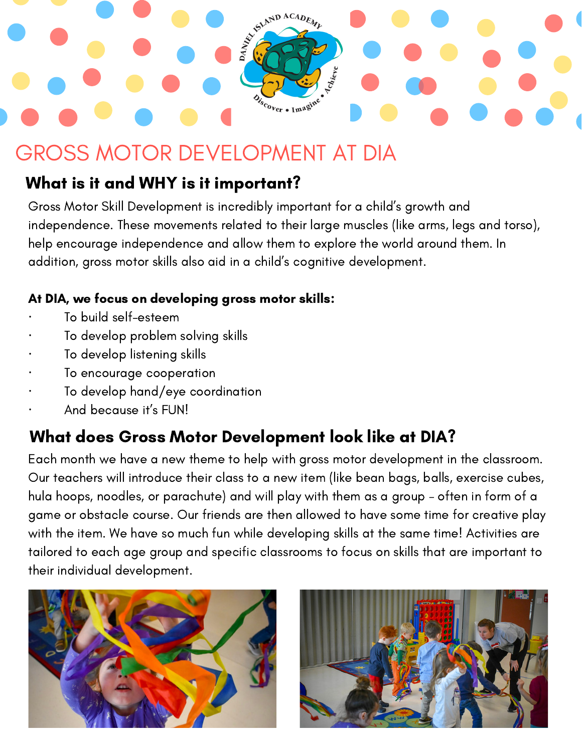# GROSS MOTOR DEVELOPMENT AT DIA

## What is it and WHY is it important?

Gross Motor Skill Development is incredibly important for a child's growth and independence. These movements related to their large muscles (like arms, legs and torso), help encourage independence and allow them to explore the world around them. In addition, gross motor skills also aid in a child's cognitive development.

**At DIA, we focus on developing gross motor skills:**

- To build self-esteem
- To develop problem solving skills
- To develop listening skills
- To encourage cooperation
- To develop hand/eye coordination
- And because it's FUN!

## What does Gross Motor Development look like at DIA?

Each month we have a new theme to help with gross motor development in the classroom. Our teachers will introduce their class to a new item (like bean bags, balls, exercise cubes, hula hoops, noodles, or parachute) and will play with them as a group - often in form of a game or obstacle course. Our friends are then allowed to have some time for creative play with the item. We have so much fun while developing skills at the same time! Activities are tailored to each age group and specific classrooms to focus on skills that are important to their individual development.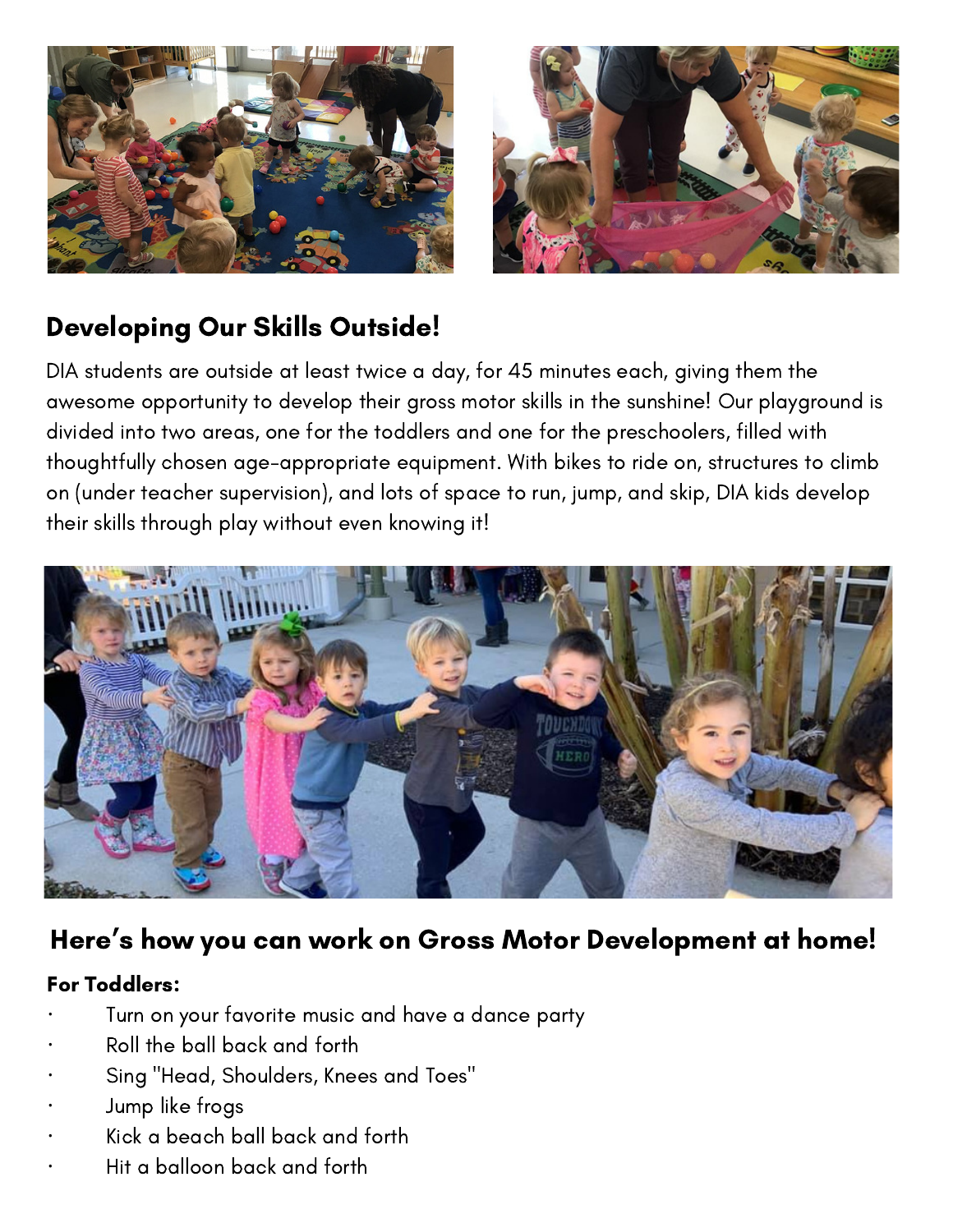## Developing Our Skills Outside!

DIA students are outside at least twice a day, for 45 minutes each, giving them the awesome opportunity to develop their gross motor skills in the sunshine! Our playground is divided into two areas, one for the toddlers and one for the preschoolers, filled with thoughtfully chosen age-appropriate equipment. With bikes to ride on, structures to climb on (under teacher supervision), and lots of space to run, jump, and skip, DIA kids develop their skills through play without even knowing it!

## Here's how you can work on Gross Motor Development at home!

**For Toddlers:**

- Turn on your favorite music and have a dance party
- Roll the ball back and forth
- Sing "Head, Shoulders, Knees and Toes"
- Jump like frogs
- Kick a beach ball back and forth
- Hit a balloon back and forth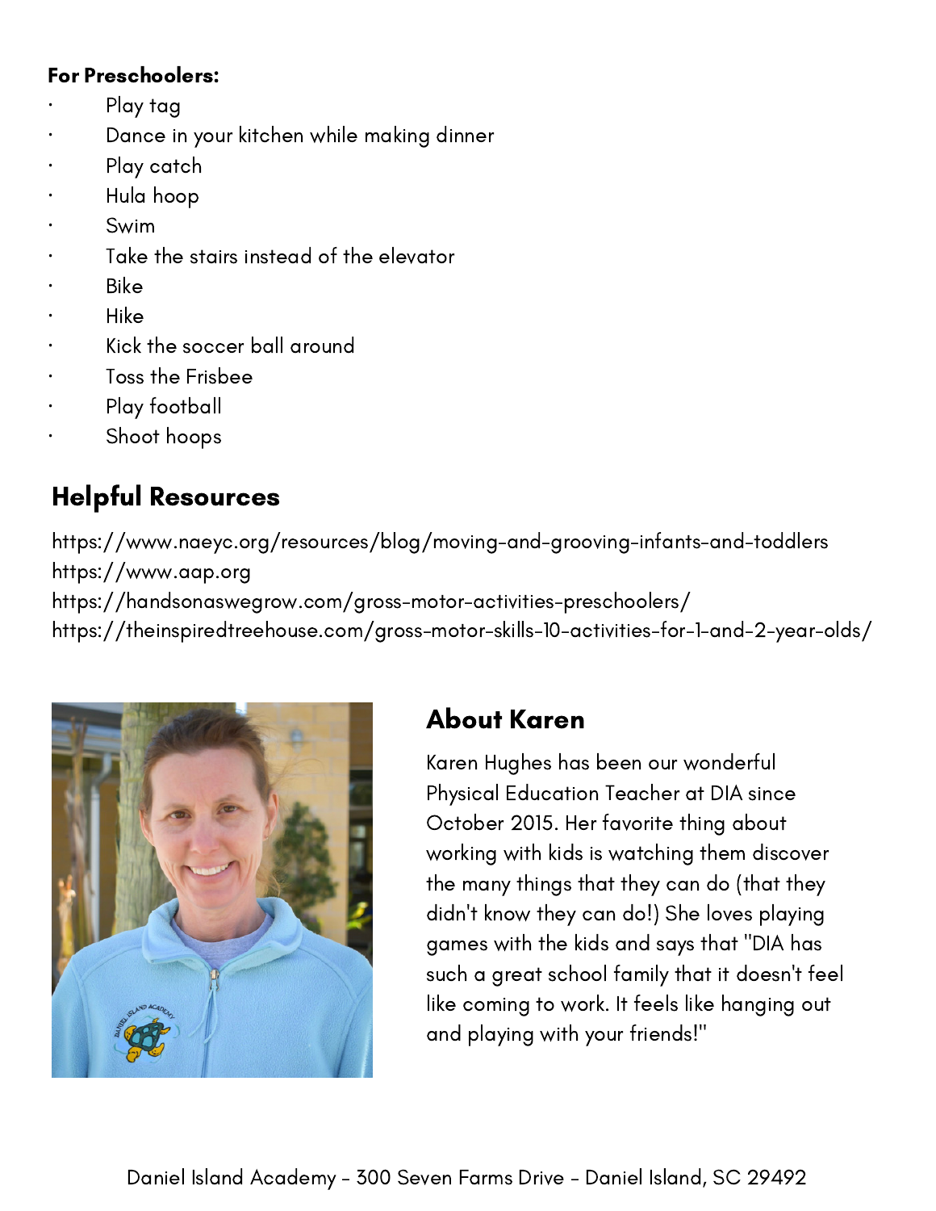**For Preschoolers:**

- Play tag
- Dance in your kitchen while making dinner
- Play catch
- Hula hoop
- Swim
- Take the stairs instead of the elevator
- Bike
- Hike
- Kick the soccer ball around
- Toss the Frisbee
- Play football
- Shoot hoops

## Helpful Resources

https://www.naeyc.org/resources/blog/moving-and-grooving-infants-and-toddlers
https://www.aap.org
https://handsonaswegrow.com/gross-motor-activities-preschoolers/
https://theinspiredtreehouse.com/gross-motor-skills-10-activities-for-1-and-2-year-olds/

## About Karen

Karen Hughes has been our wonderful Physical Education Teacher at DIA since October 2015. Her favorite thing about working with kids is watching them discover the many things that they can do (that they didn't know they can do!) She loves playing games with the kids and says that "DIA has such a great school family that it doesn't feel like coming to work. It feels like hanging out and playing with your friends!"

Daniel Island Academy - 300 Seven Farms Drive - Daniel Island, SC 29492